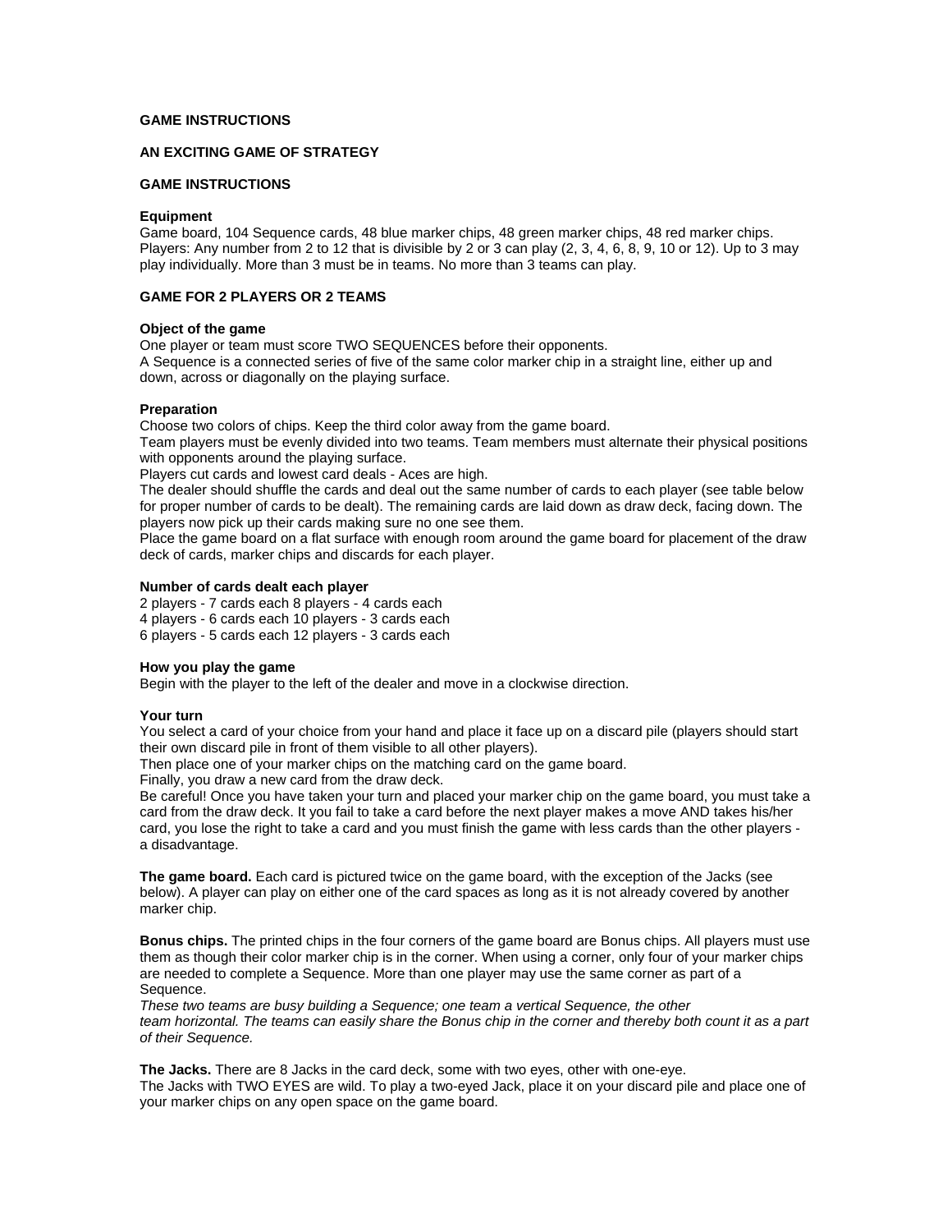**GAME INSTRUCTIONS**

**AN EXCITING GAME OF STRATEGY**

**GAME INSTRUCTIONS**

**Equipment**

Game board, 104 Sequence cards, 48 blue marker chips, 48 green marker chips, 48 red marker chips.
Players: Any number from 2 to 12 that is divisible by 2 or 3 can play (2, 3, 4, 6, 8, 9, 10 or 12). Up to 3 may play individually. More than 3 must be in teams. No more than 3 teams can play.

**GAME FOR 2 PLAYERS OR 2 TEAMS**

**Object of the game**

One player or team must score TWO SEQUENCES before their opponents.
A Sequence is a connected series of five of the same color marker chip in a straight line, either up and down, across or diagonally on the playing surface.

**Preparation**

Choose two colors of chips. Keep the third color away from the game board.
Team players must be evenly divided into two teams. Team members must alternate their physical positions with opponents around the playing surface.
Players cut cards and lowest card deals - Aces are high.
The dealer should shuffle the cards and deal out the same number of cards to each player (see table below for proper number of cards to be dealt). The remaining cards are laid down as draw deck, facing down. The players now pick up their cards making sure no one see them.
Place the game board on a flat surface with enough room around the game board for placement of the draw deck of cards, marker chips and discards for each player.

**Number of cards dealt each player**

2 players - 7 cards each 8 players - 4 cards each
4 players - 6 cards each 10 players - 3 cards each
6 players - 5 cards each 12 players - 3 cards each

**How you play the game**

Begin with the player to the left of the dealer and move in a clockwise direction.

**Your turn**

You select a card of your choice from your hand and place it face up on a discard pile (players should start their own discard pile in front of them visible to all other players).
Then place one of your marker chips on the matching card on the game board.
Finally, you draw a new card from the draw deck.
Be careful! Once you have taken your turn and placed your marker chip on the game board, you must take a card from the draw deck. It you fail to take a card before the next player makes a move AND takes his/her card, you lose the right to take a card and you must finish the game with less cards than the other players - a disadvantage.

**The game board.** Each card is pictured twice on the game board, with the exception of the Jacks (see below). A player can play on either one of the card spaces as long as it is not already covered by another marker chip.

**Bonus chips.** The printed chips in the four corners of the game board are Bonus chips. All players must use them as though their color marker chip is in the corner. When using a corner, only four of your marker chips are needed to complete a Sequence. More than one player may use the same corner as part of a Sequence.
*These two teams are busy building a Sequence; one team a vertical Sequence, the other team horizontal. The teams can easily share the Bonus chip in the corner and thereby both count it as a part of their Sequence.*

**The Jacks.** There are 8 Jacks in the card deck, some with two eyes, other with one-eye.
The Jacks with TWO EYES are wild. To play a two-eyed Jack, place it on your discard pile and place one of your marker chips on any open space on the game board.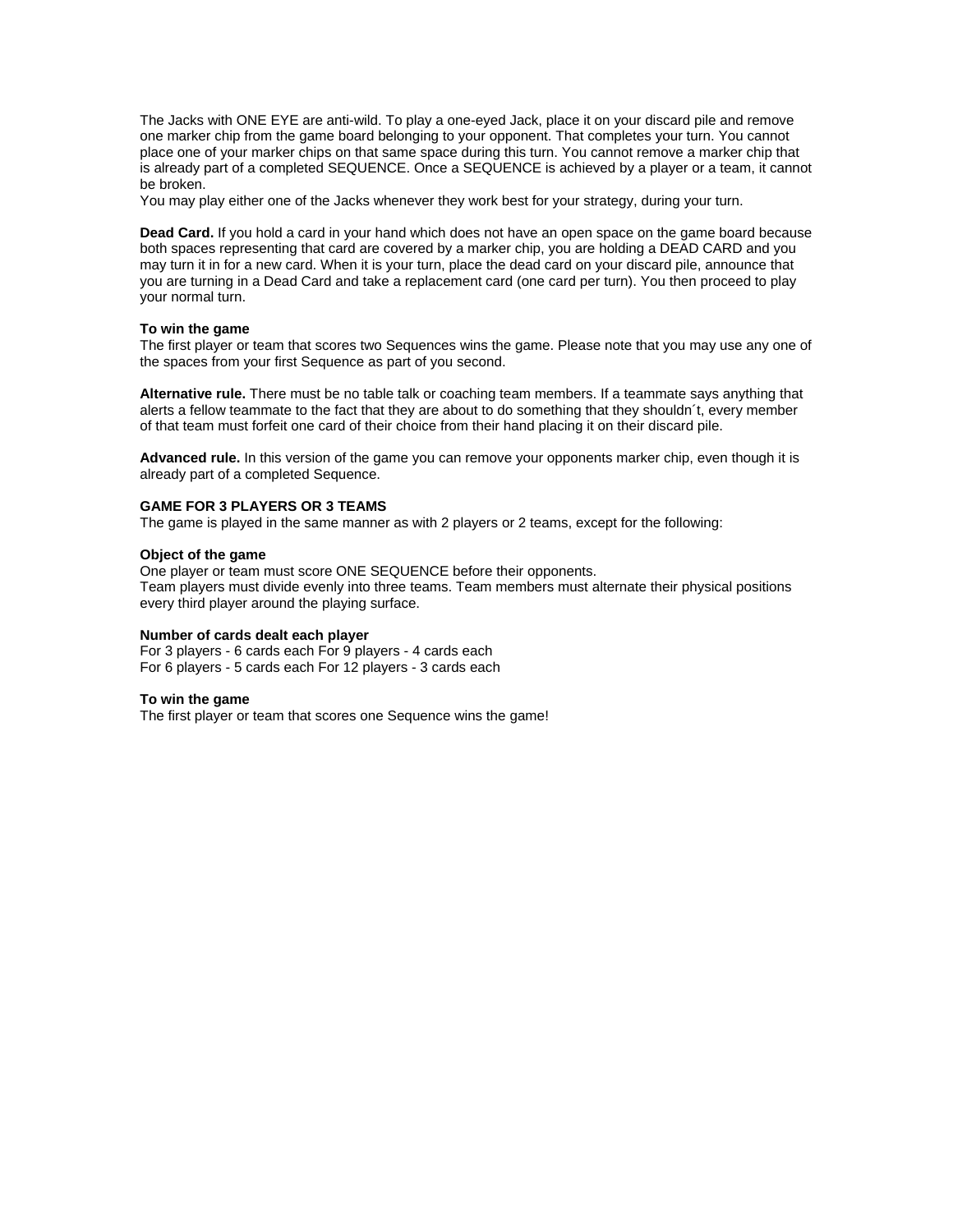The Jacks with ONE EYE are anti-wild. To play a one-eyed Jack, place it on your discard pile and remove one marker chip from the game board belonging to your opponent. That completes your turn. You cannot place one of your marker chips on that same space during this turn. You cannot remove a marker chip that is already part of a completed SEQUENCE. Once a SEQUENCE is achieved by a player or a team, it cannot be broken.
You may play either one of the Jacks whenever they work best for your strategy, during your turn.

**Dead Card.** If you hold a card in your hand which does not have an open space on the game board because both spaces representing that card are covered by a marker chip, you are holding a DEAD CARD and you may turn it in for a new card. When it is your turn, place the dead card on your discard pile, announce that you are turning in a Dead Card and take a replacement card (one card per turn). You then proceed to play your normal turn.

**To win the game**
The first player or team that scores two Sequences wins the game. Please note that you may use any one of the spaces from your first Sequence as part of you second.

**Alternative rule.** There must be no table talk or coaching team members. If a teammate says anything that alerts a fellow teammate to the fact that they are about to do something that they shouldn´t, every member of that team must forfeit one card of their choice from their hand placing it on their discard pile.

**Advanced rule.** In this version of the game you can remove your opponents marker chip, even though it is already part of a completed Sequence.

**GAME FOR 3 PLAYERS OR 3 TEAMS**
The game is played in the same manner as with 2 players or 2 teams, except for the following:

**Object of the game**
One player or team must score ONE SEQUENCE before their opponents.
Team players must divide evenly into three teams. Team members must alternate their physical positions every third player around the playing surface.

**Number of cards dealt each player**
For 3 players - 6 cards each For 9 players - 4 cards each
For 6 players - 5 cards each For 12 players - 3 cards each

**To win the game**
The first player or team that scores one Sequence wins the game!